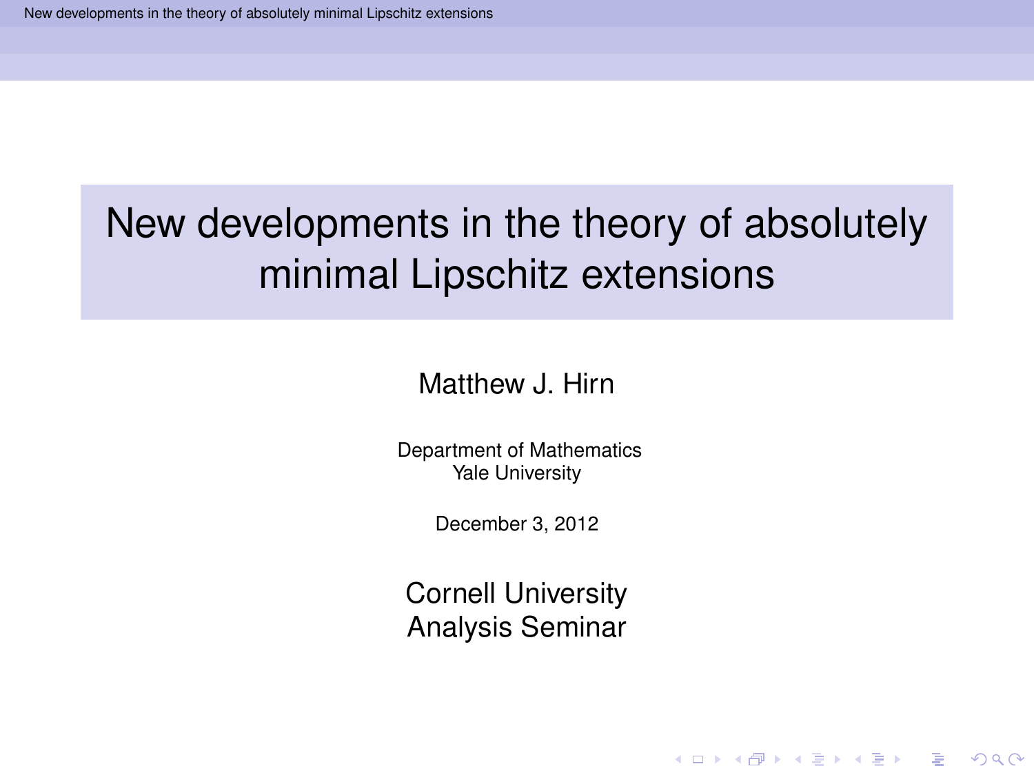# New developments in the theory of absolutely minimal Lipschitz extensions

Matthew J. Hirn

Department of Mathematics
Yale University

December 3, 2012

Cornell University
Analysis Seminar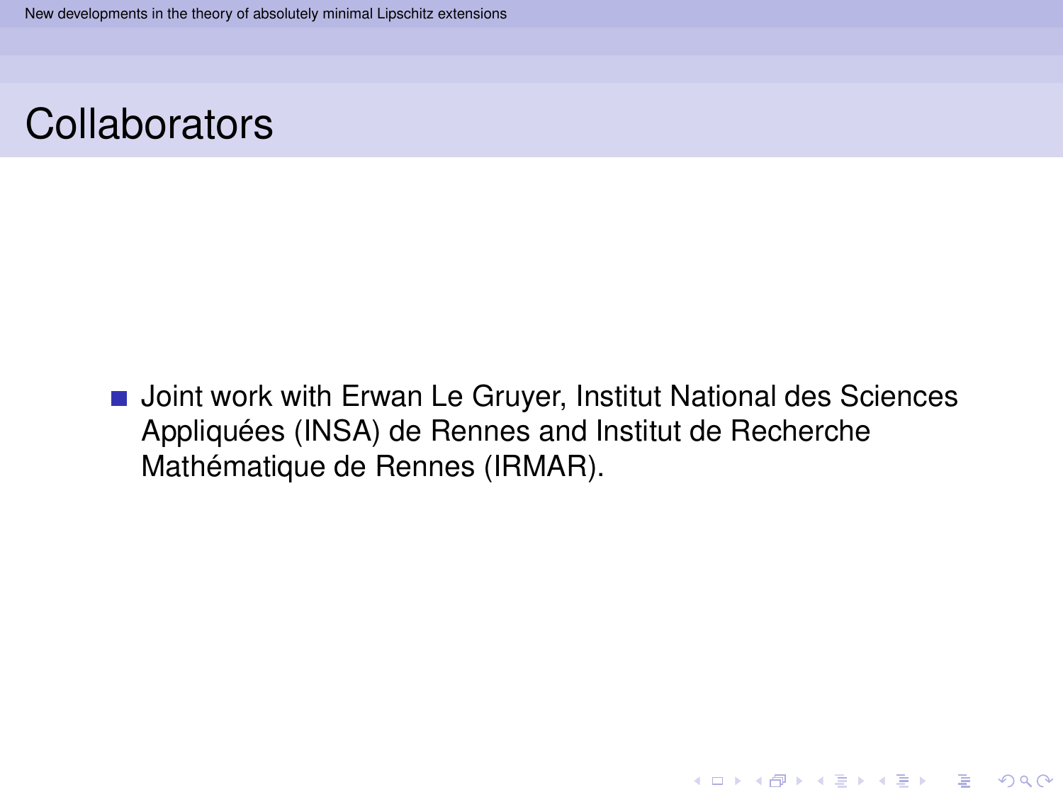# Collaborators

- Joint work with Erwan Le Gruyer, Institut National des Sciences Appliquées (INSA) de Rennes and Institut de Recherche Mathématique de Rennes (IRMAR).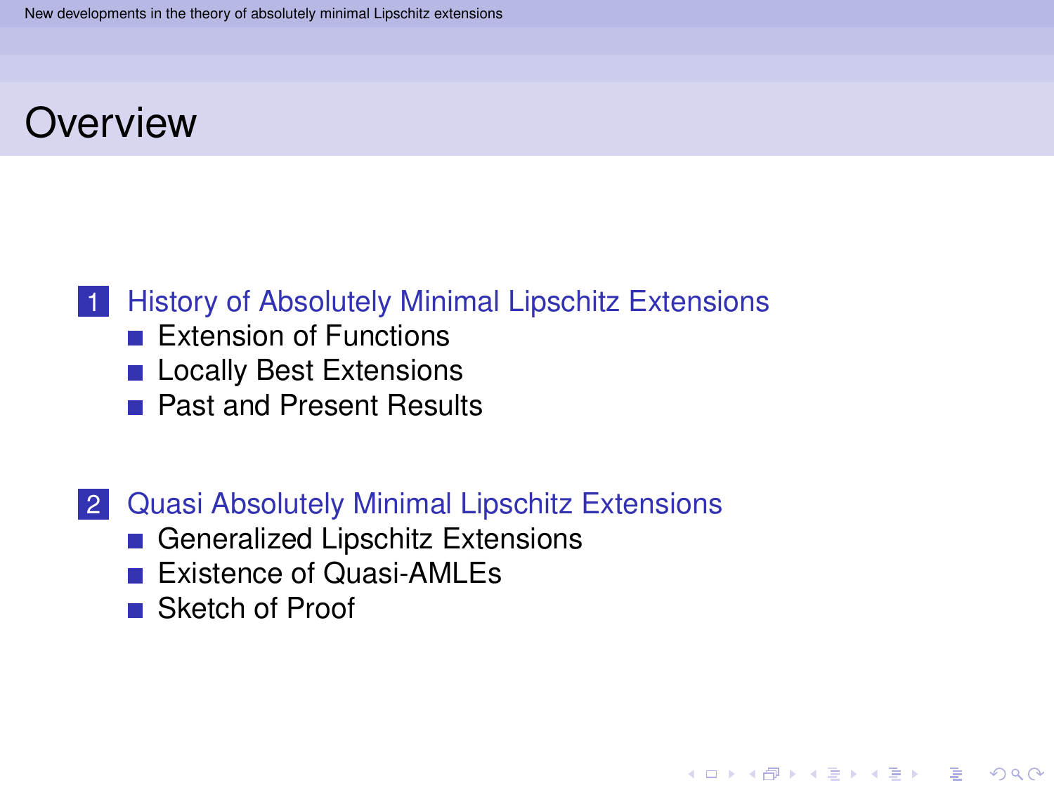# Overview

1. History of Absolutely Minimal Lipschitz Extensions
   - Extension of Functions
   - Locally Best Extensions
   - Past and Present Results

2. Quasi Absolutely Minimal Lipschitz Extensions
   - Generalized Lipschitz Extensions
   - Existence of Quasi-AMLEs
   - Sketch of Proof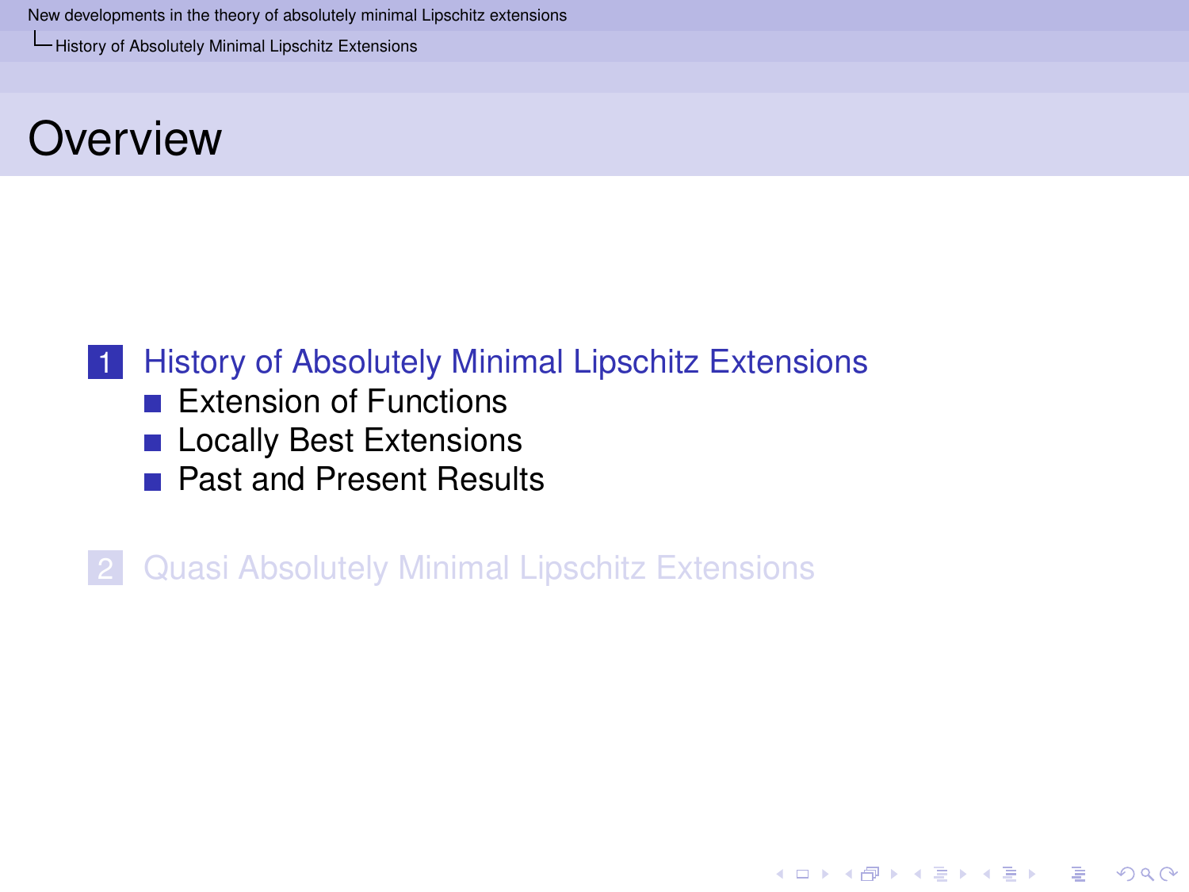# Overview

1. History of Absolutely Minimal Lipschitz Extensions
   - Extension of Functions
   - Locally Best Extensions
   - Past and Present Results

2. Quasi Absolutely Minimal Lipschitz Extensions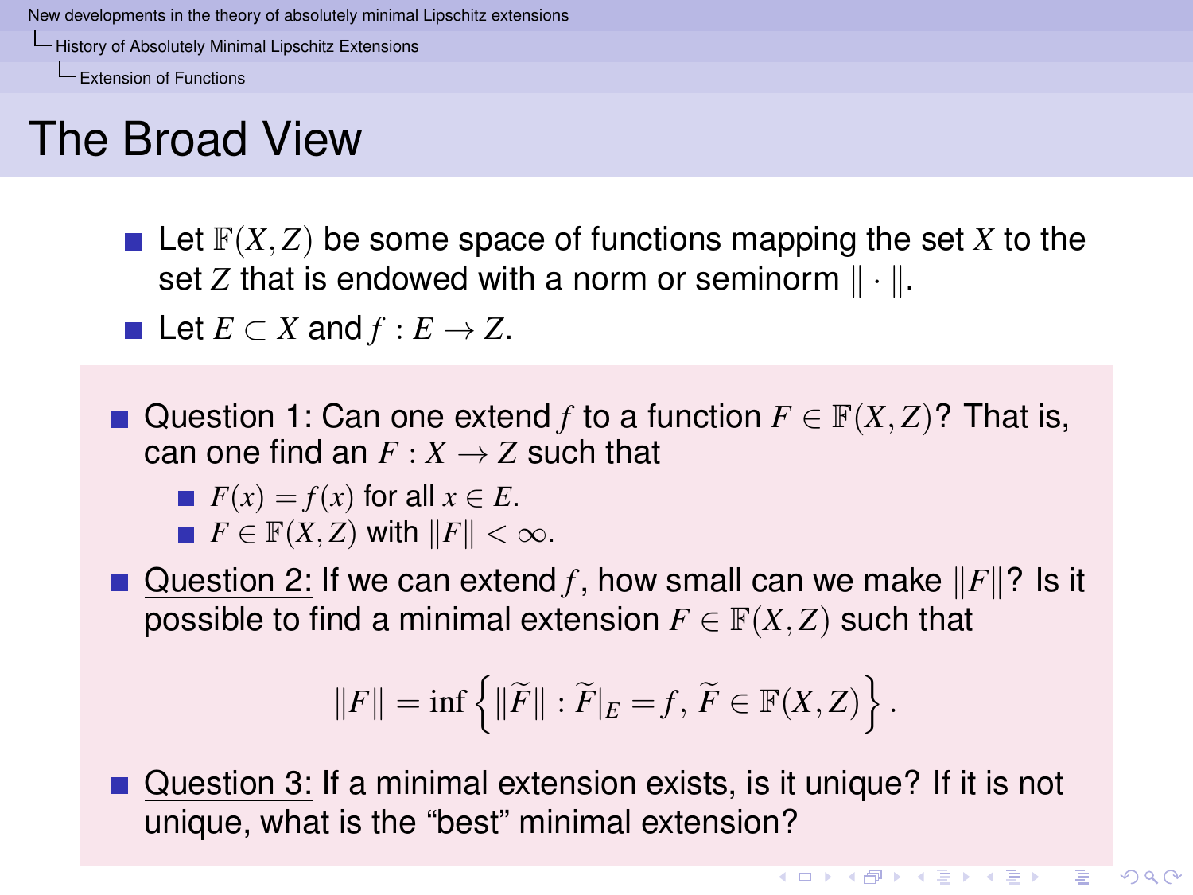# The Broad View

- Let $\mathbb{F}(X,Z)$ be some space of functions mapping the set $X$ to the set $Z$ that is endowed with a norm or seminorm $\|\cdot\|$.
- Let $E \subset X$ and $f : E \to Z$.

- Question 1: Can one extend $f$ to a function $F \in \mathbb{F}(X,Z)$? That is, can one find an $F : X \to Z$ such that
  - $F(x) = f(x)$ for all $x \in E$.
  - $F \in \mathbb{F}(X,Z)$ with $\|F\| < \infty$.
- Question 2: If we can extend $f$, how small can we make $\|F\|$? Is it possible to find a minimal extension $F \in \mathbb{F}(X,Z)$ such that

$$\|F\| = \inf\left\{\|\widetilde{F}\| : \widetilde{F}|_E = f,\ \widetilde{F} \in \mathbb{F}(X,Z)\right\}.$$

- Question 3: If a minimal extension exists, is it unique? If it is not unique, what is the "best" minimal extension?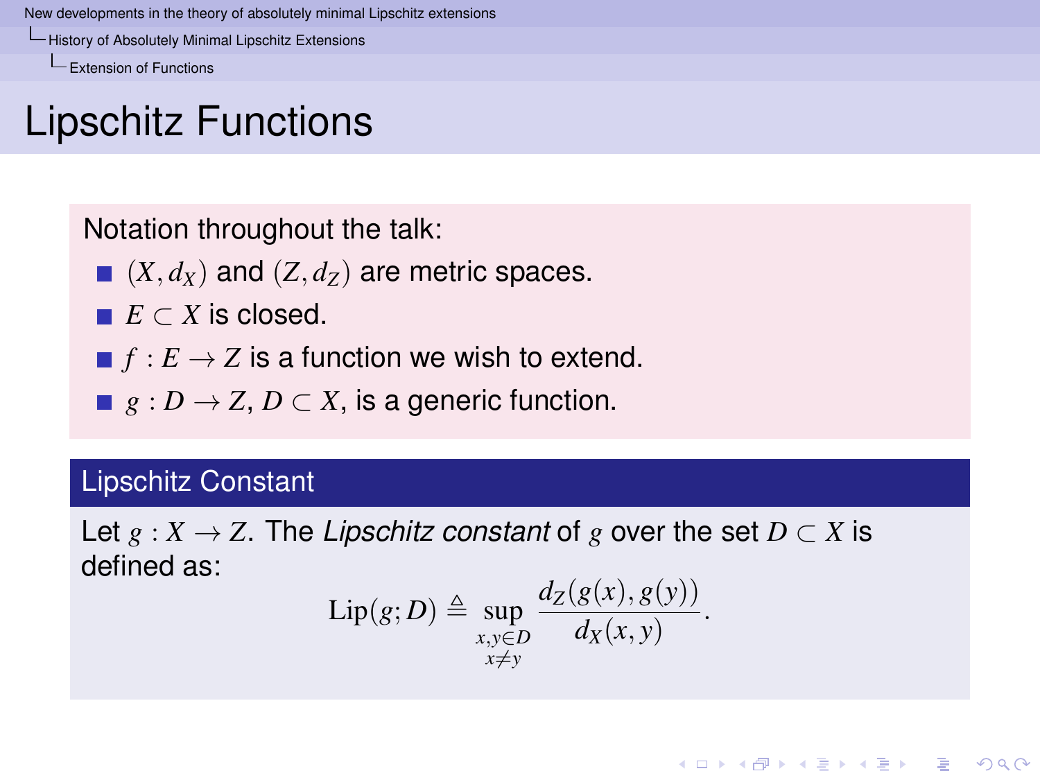# Lipschitz Functions

Notation throughout the talk:

- $(X, d_X)$ and $(Z, d_Z)$ are metric spaces.
- $E \subset X$ is closed.
- $f : E \to Z$ is a function we wish to extend.
- $g : D \to Z$, $D \subset X$, is a generic function.

## Lipschitz Constant

Let $g : X \to Z$. The *Lipschitz constant* of $g$ over the set $D \subset X$ is defined as:

$$\mathrm{Lip}(g; D) \triangleq \sup_{\substack{x,y \in D \\ x \neq y}} \frac{d_Z(g(x), g(y))}{d_X(x, y)}.$$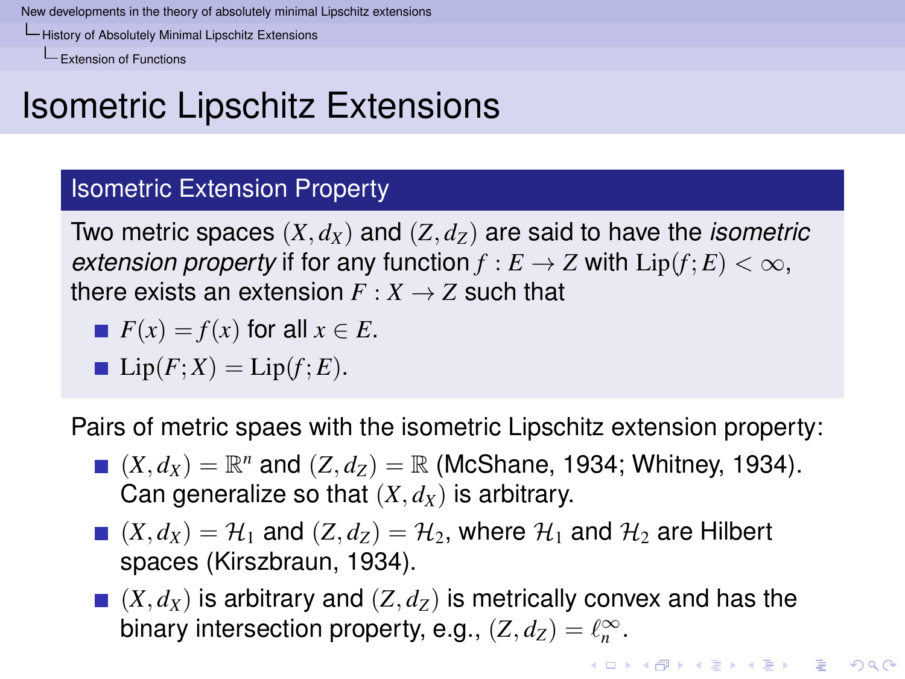# Isometric Lipschitz Extensions

## Isometric Extension Property

Two metric spaces $(X, d_X)$ and $(Z, d_Z)$ are said to have the *isometric extension property* if for any function $f : E \to Z$ with $\mathrm{Lip}(f; E) < \infty$, there exists an extension $F : X \to Z$ such that

- $F(x) = f(x)$ for all $x \in E$.
- $\mathrm{Lip}(F; X) = \mathrm{Lip}(f; E)$.

Pairs of metric spaes with the isometric Lipschitz extension property:

- $(X, d_X) = \mathbb{R}^n$ and $(Z, d_Z) = \mathbb{R}$ (McShane, 1934; Whitney, 1934). Can generalize so that $(X, d_X)$ is arbitrary.
- $(X, d_X) = \mathcal{H}_1$ and $(Z, d_Z) = \mathcal{H}_2$, where $\mathcal{H}_1$ and $\mathcal{H}_2$ are Hilbert spaces (Kirszbraun, 1934).
- $(X, d_X)$ is arbitrary and $(Z, d_Z)$ is metrically convex and has the binary intersection property, e.g., $(Z, d_Z) = \ell_n^\infty$.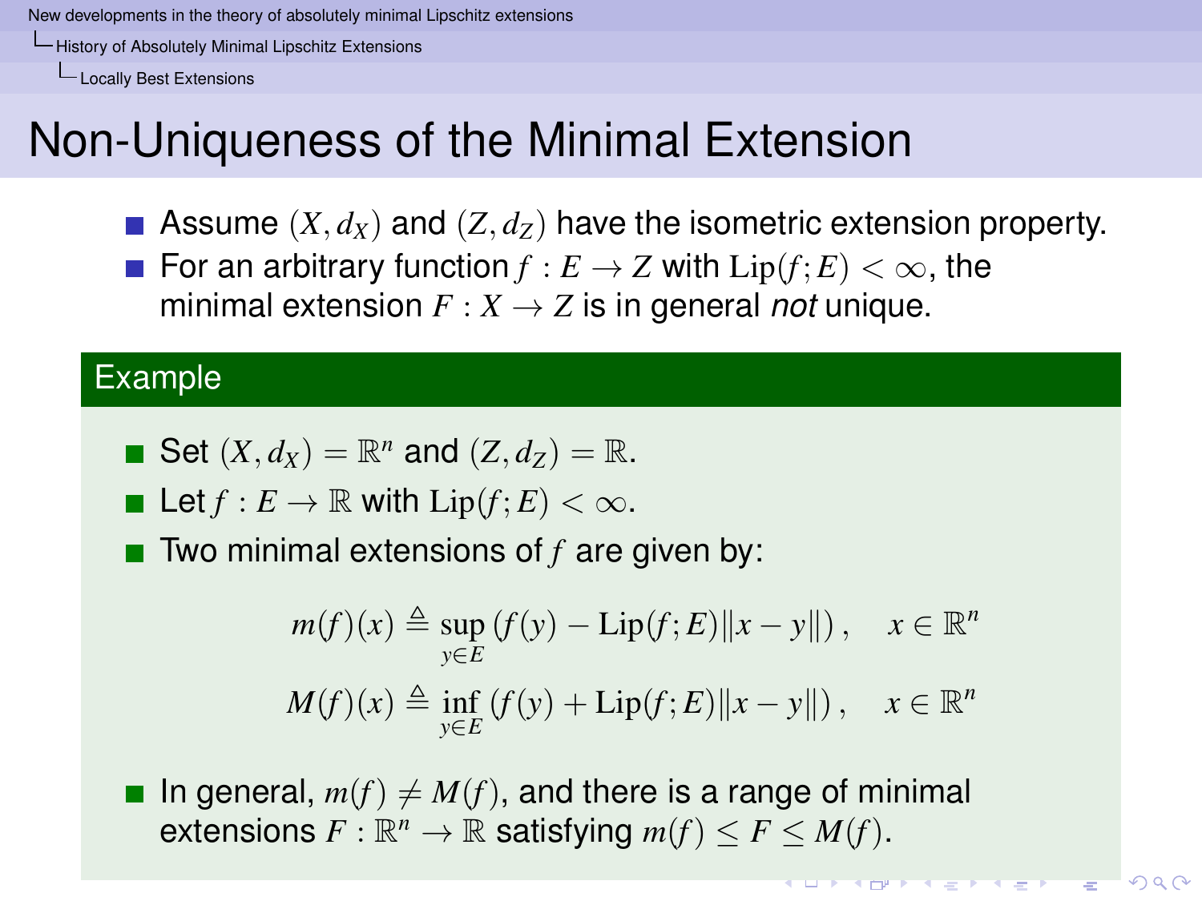# Non-Uniqueness of the Minimal Extension

- Assume $(X, d_X)$ and $(Z, d_Z)$ have the isometric extension property.
- For an arbitrary function $f : E \to Z$ with $\mathrm{Lip}(f; E) < \infty$, the minimal extension $F : X \to Z$ is in general *not* unique.

## Example

- Set $(X, d_X) = \mathbb{R}^n$ and $(Z, d_Z) = \mathbb{R}$.
- Let $f : E \to \mathbb{R}$ with $\mathrm{Lip}(f; E) < \infty$.
- Two minimal extensions of $f$ are given by:

$$m(f)(x) \triangleq \sup_{y \in E} \left( f(y) - \mathrm{Lip}(f; E)\|x - y\| \right), \quad x \in \mathbb{R}^n$$

$$M(f)(x) \triangleq \inf_{y \in E} \left( f(y) + \mathrm{Lip}(f; E)\|x - y\| \right), \quad x \in \mathbb{R}^n$$

- In general, $m(f) \neq M(f)$, and there is a range of minimal extensions $F : \mathbb{R}^n \to \mathbb{R}$ satisfying $m(f) \leq F \leq M(f)$.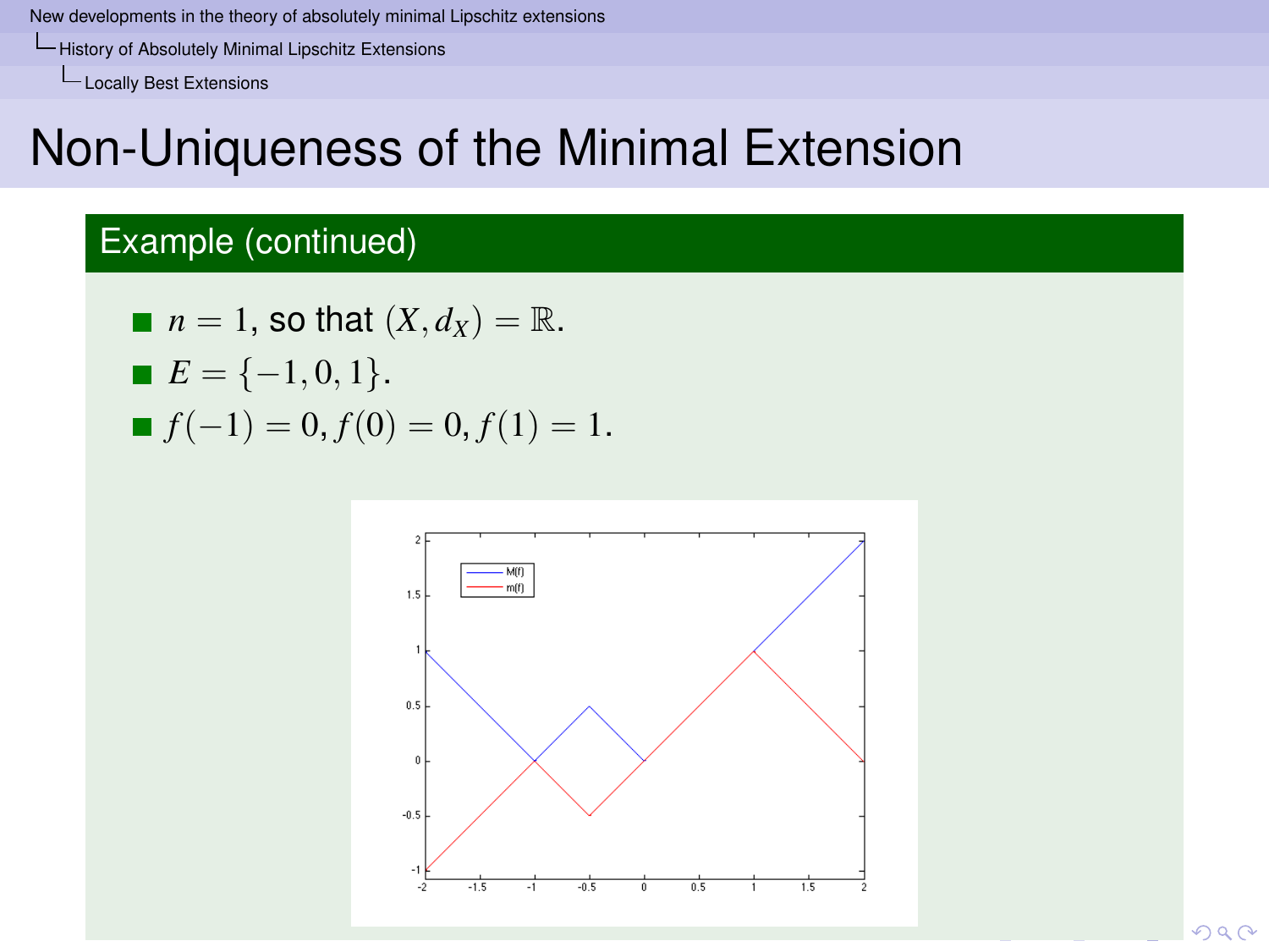# Non-Uniqueness of the Minimal Extension

## Example (continued)

- $n = 1$, so that $(X, d_X) = \mathbb{R}$.
- $E = \{-1, 0, 1\}$.
- $f(-1) = 0, f(0) = 0, f(1) = 1$.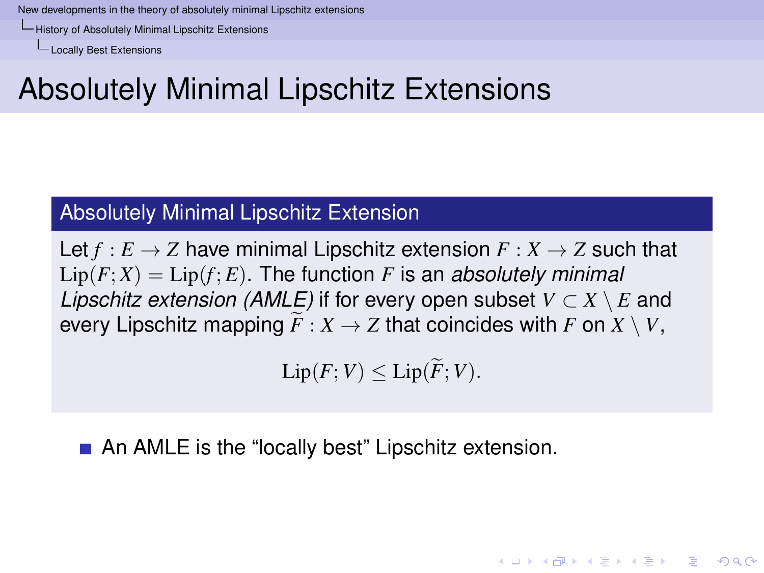# Absolutely Minimal Lipschitz Extensions

**Absolutely Minimal Lipschitz Extension**

Let $f : E \to Z$ have minimal Lipschitz extension $F : X \to Z$ such that $\mathrm{Lip}(F; X) = \mathrm{Lip}(f; E)$. The function $F$ is an *absolutely minimal Lipschitz extension (AMLE)* if for every open subset $V \subset X \setminus E$ and every Lipschitz mapping $\widetilde{F} : X \to Z$ that coincides with $F$ on $X \setminus V$,

$$\mathrm{Lip}(F; V) \leq \mathrm{Lip}(\widetilde{F}; V).$$

- An AMLE is the "locally best" Lipschitz extension.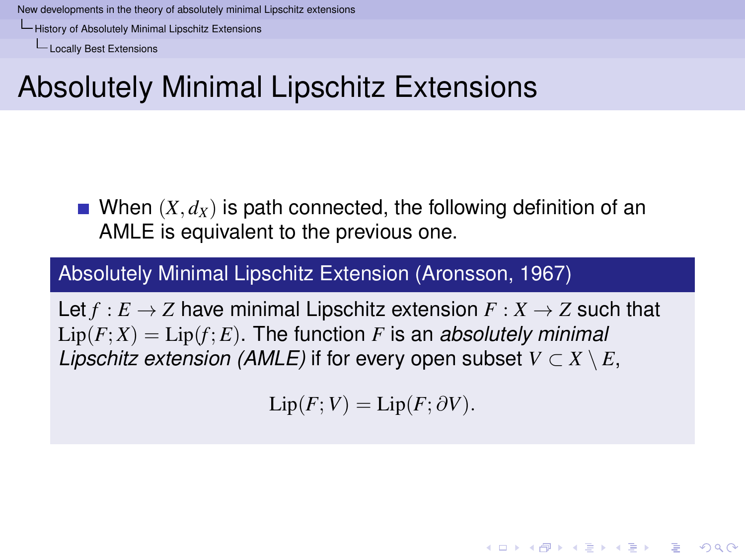# Absolutely Minimal Lipschitz Extensions

- When $(X, d_X)$ is path connected, the following definition of an AMLE is equivalent to the previous one.

**Absolutely Minimal Lipschitz Extension (Aronsson, 1967)**

Let $f : E \to Z$ have minimal Lipschitz extension $F : X \to Z$ such that $\mathrm{Lip}(F; X) = \mathrm{Lip}(f; E)$. The function $F$ is an *absolutely minimal Lipschitz extension (AMLE)* if for every open subset $V \subset X \setminus E$,

$$\mathrm{Lip}(F; V) = \mathrm{Lip}(F; \partial V).$$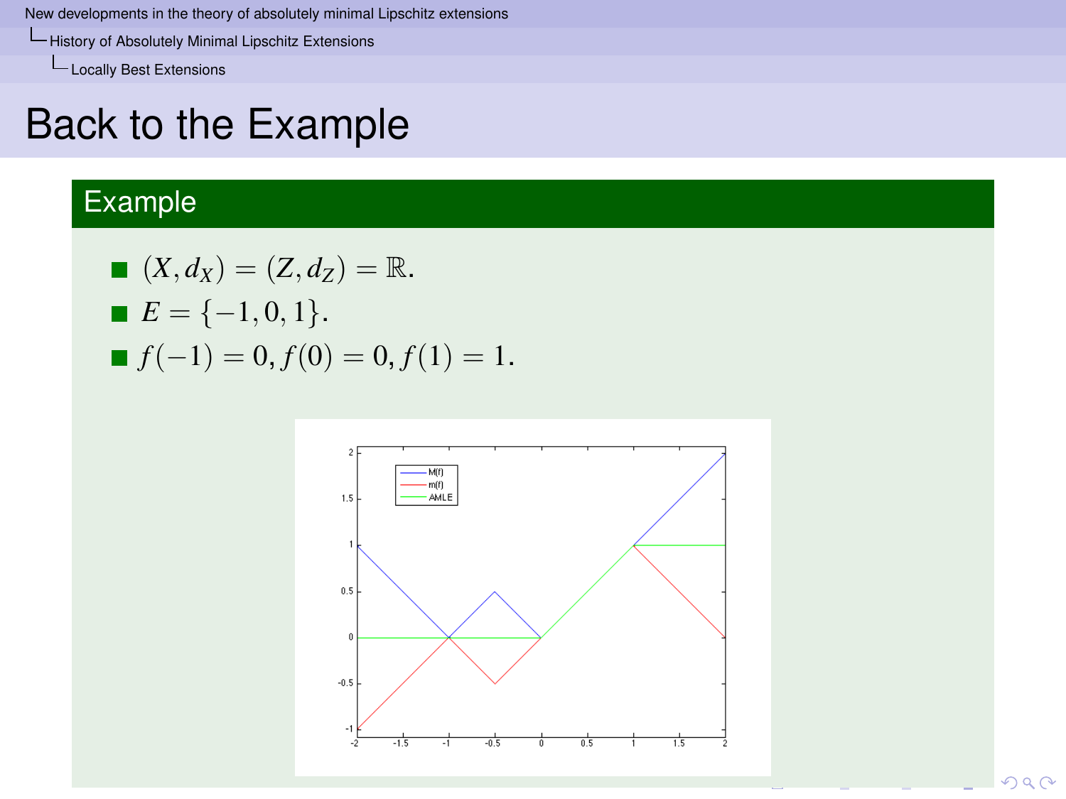# Back to the Example

## Example

- $(X, d_X) = (Z, d_Z) = \mathbb{R}$.
- $E = \{-1, 0, 1\}$.
- $f(-1) = 0, f(0) = 0, f(1) = 1$.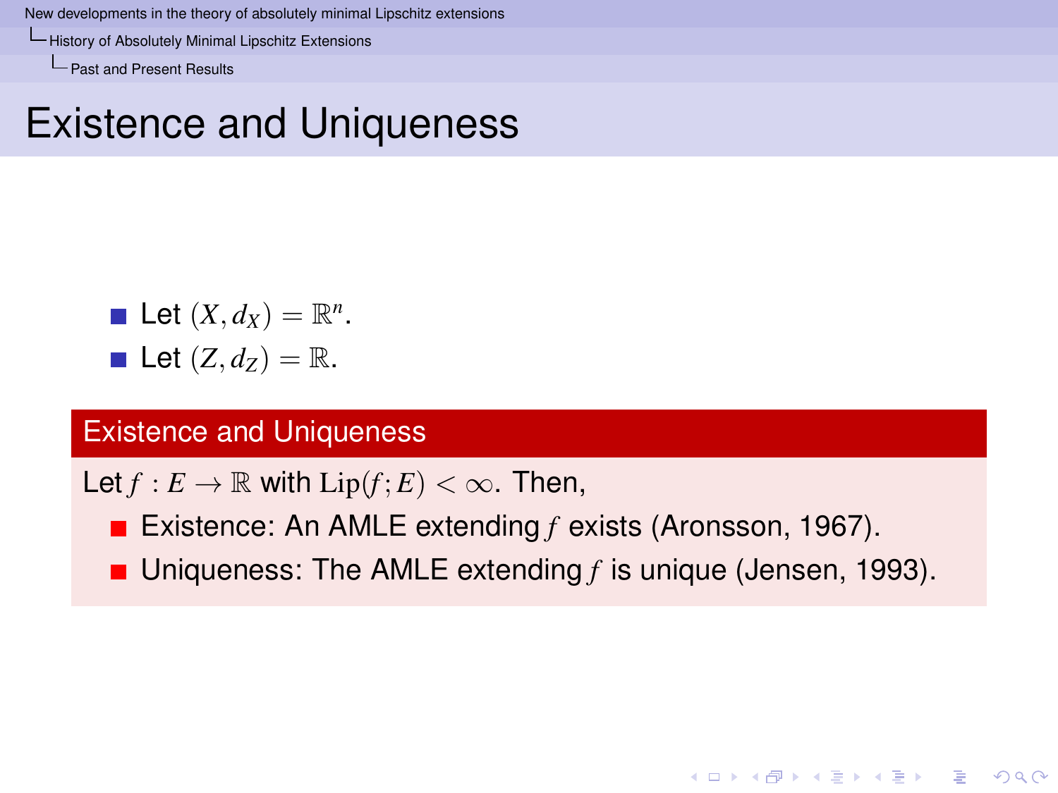# Existence and Uniqueness

- Let $(X, d_X) = \mathbb{R}^n$.
- Let $(Z, d_Z) = \mathbb{R}$.

**Existence and Uniqueness**

Let $f : E \to \mathbb{R}$ with $\mathrm{Lip}(f; E) < \infty$. Then,

- Existence: An AMLE extending $f$ exists (Aronsson, 1967).
- Uniqueness: The AMLE extending $f$ is unique (Jensen, 1993).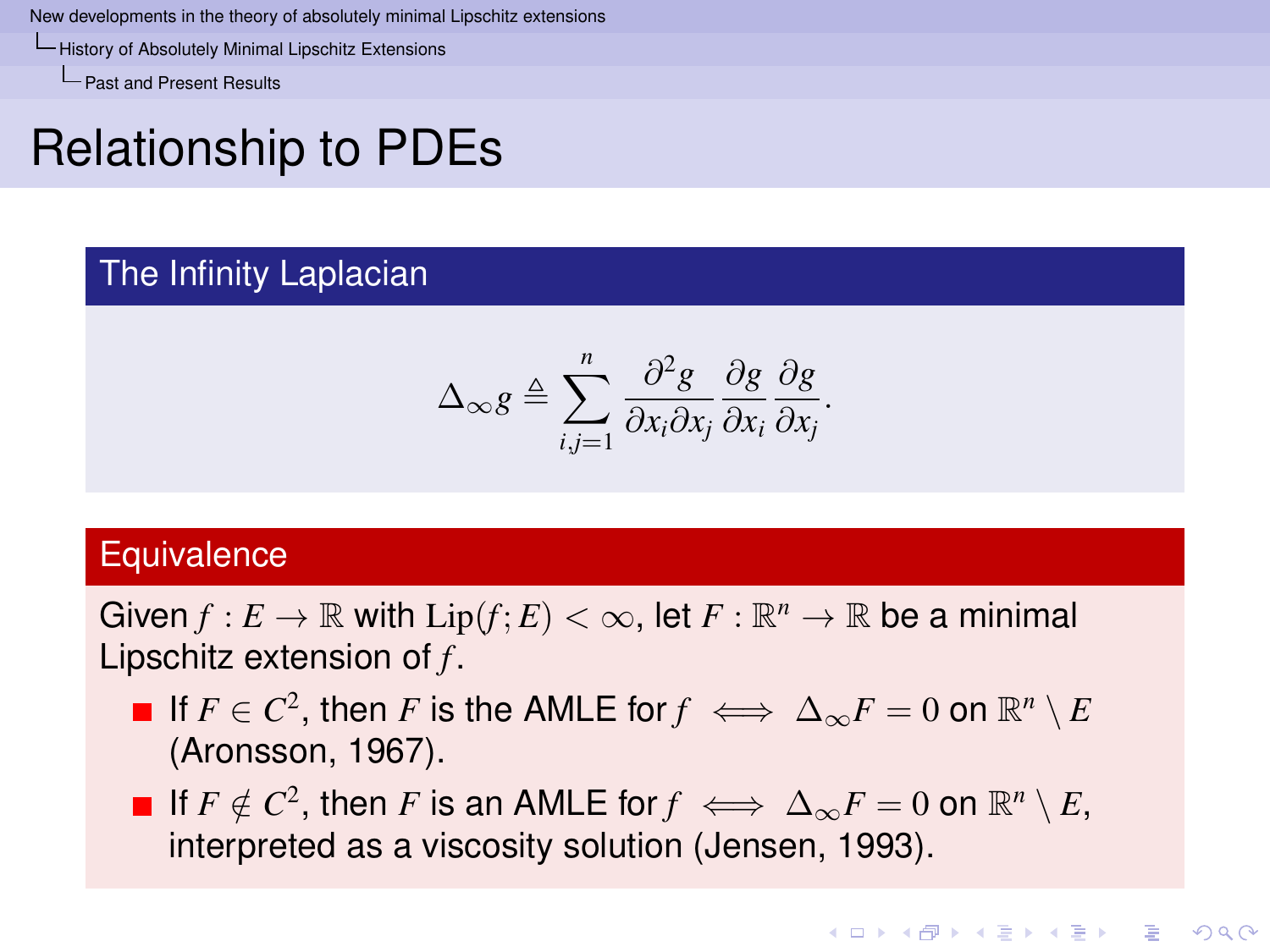# Relationship to PDEs

## The Infinity Laplacian

$$\Delta_\infty g \triangleq \sum_{i,j=1}^{n} \frac{\partial^2 g}{\partial x_i \partial x_j} \frac{\partial g}{\partial x_i} \frac{\partial g}{\partial x_j}.$$

## Equivalence

Given $f : E \to \mathbb{R}$ with $\mathrm{Lip}(f; E) < \infty$, let $F : \mathbb{R}^n \to \mathbb{R}$ be a minimal Lipschitz extension of $f$.

- If $F \in C^2$, then $F$ is the AMLE for $f \iff \Delta_\infty F = 0$ on $\mathbb{R}^n \setminus E$ (Aronsson, 1967).
- If $F \notin C^2$, then $F$ is an AMLE for $f \iff \Delta_\infty F = 0$ on $\mathbb{R}^n \setminus E$, interpreted as a viscosity solution (Jensen, 1993).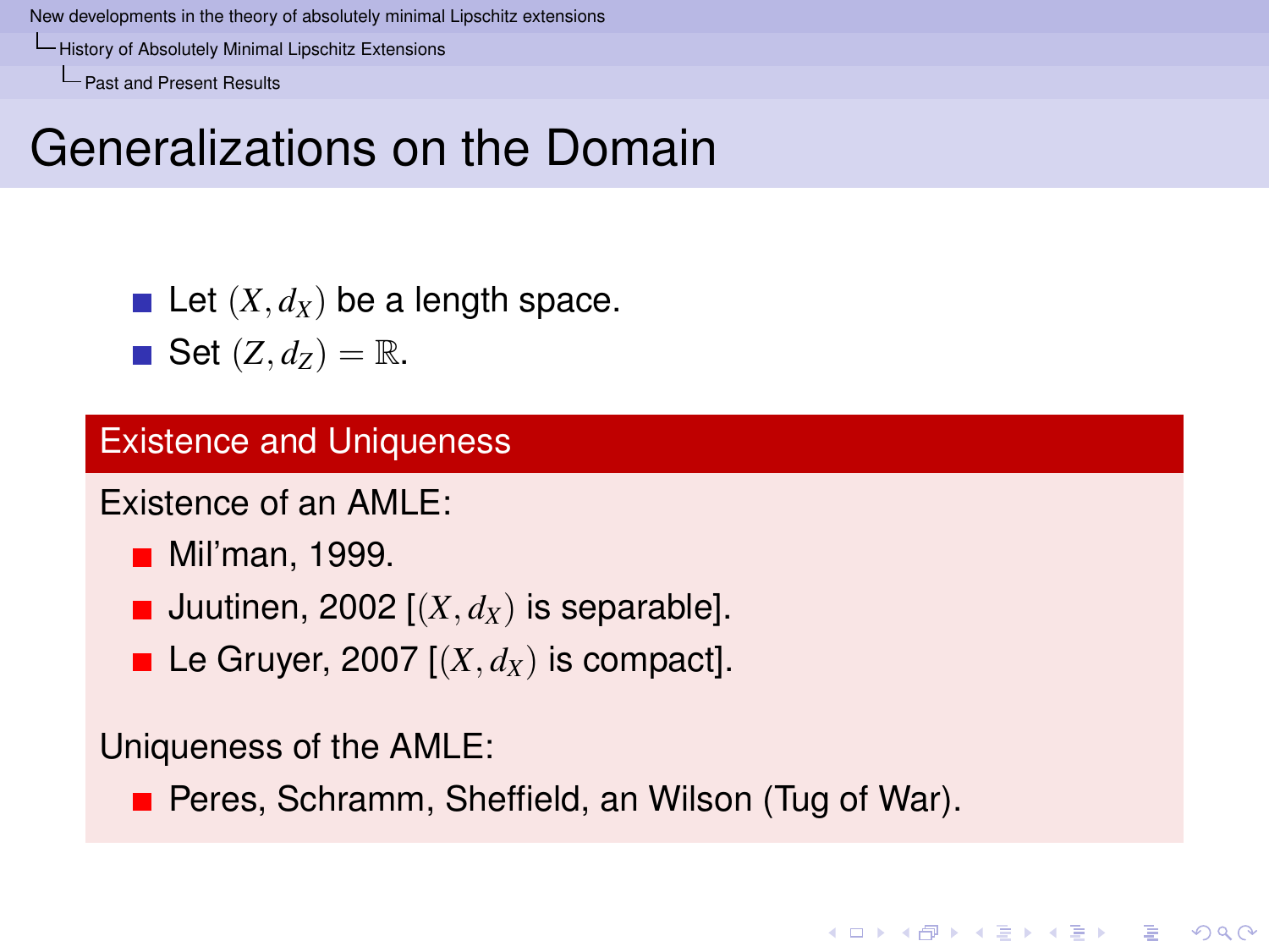# Generalizations on the Domain

- Let $(X, d_X)$ be a length space.
- Set $(Z, d_Z) = \mathbb{R}$.

### Existence and Uniqueness

Existence of an AMLE:

- Mil'man, 1999.
- Juutinen, 2002 [$(X, d_X)$ is separable].
- Le Gruyer, 2007 [$(X, d_X)$ is compact].

Uniqueness of the AMLE:

- Peres, Schramm, Sheffield, an Wilson (Tug of War).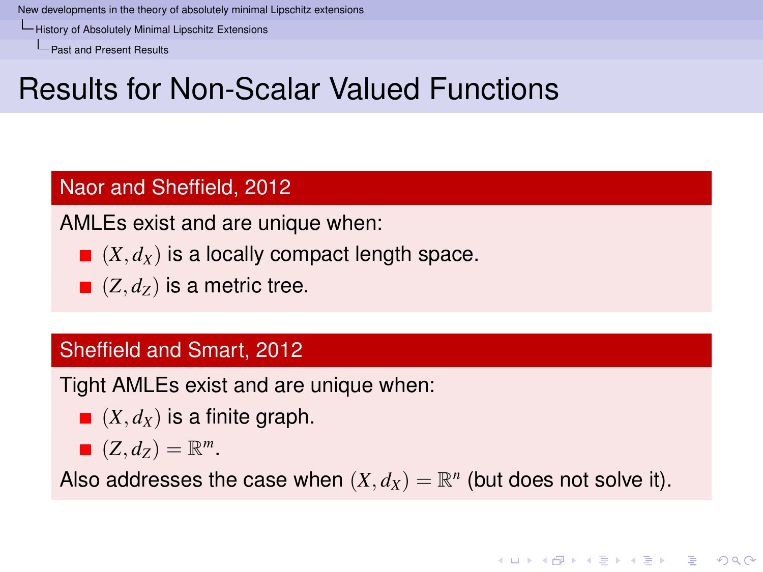# Results for Non-Scalar Valued Functions

### Naor and Sheffield, 2012

AMLEs exist and are unique when:

- $(X, d_X)$ is a locally compact length space.
- $(Z, d_Z)$ is a metric tree.

### Sheffield and Smart, 2012

Tight AMLEs exist and are unique when:

- $(X, d_X)$ is a finite graph.
- $(Z, d_Z) = \mathbb{R}^m$.

Also addresses the case when $(X, d_X) = \mathbb{R}^n$ (but does not solve it).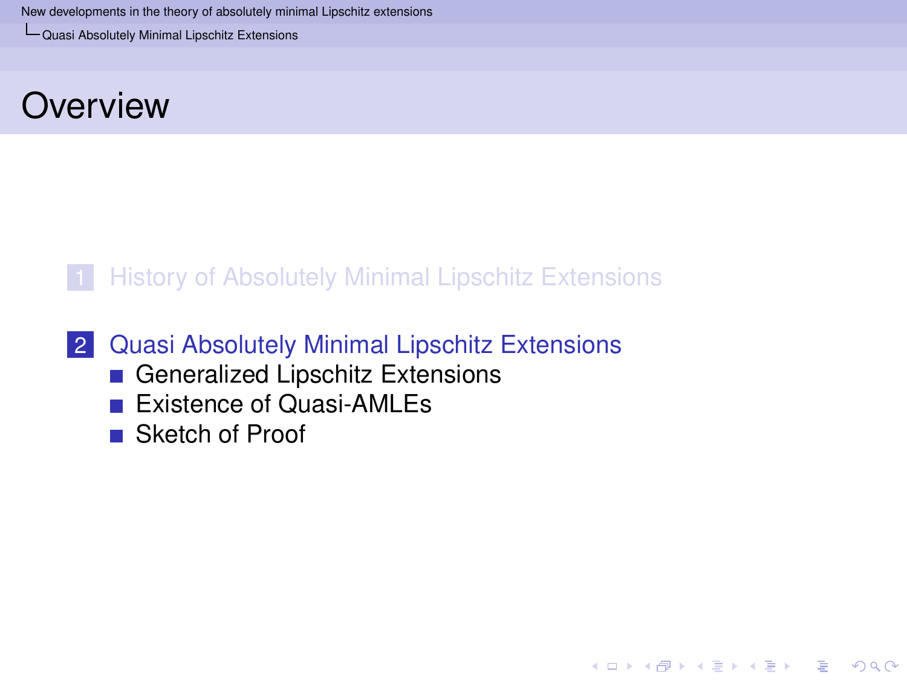# Overview

1. History of Absolutely Minimal Lipschitz Extensions

2. Quasi Absolutely Minimal Lipschitz Extensions
   - Generalized Lipschitz Extensions
   - Existence of Quasi-AMLEs
   - Sketch of Proof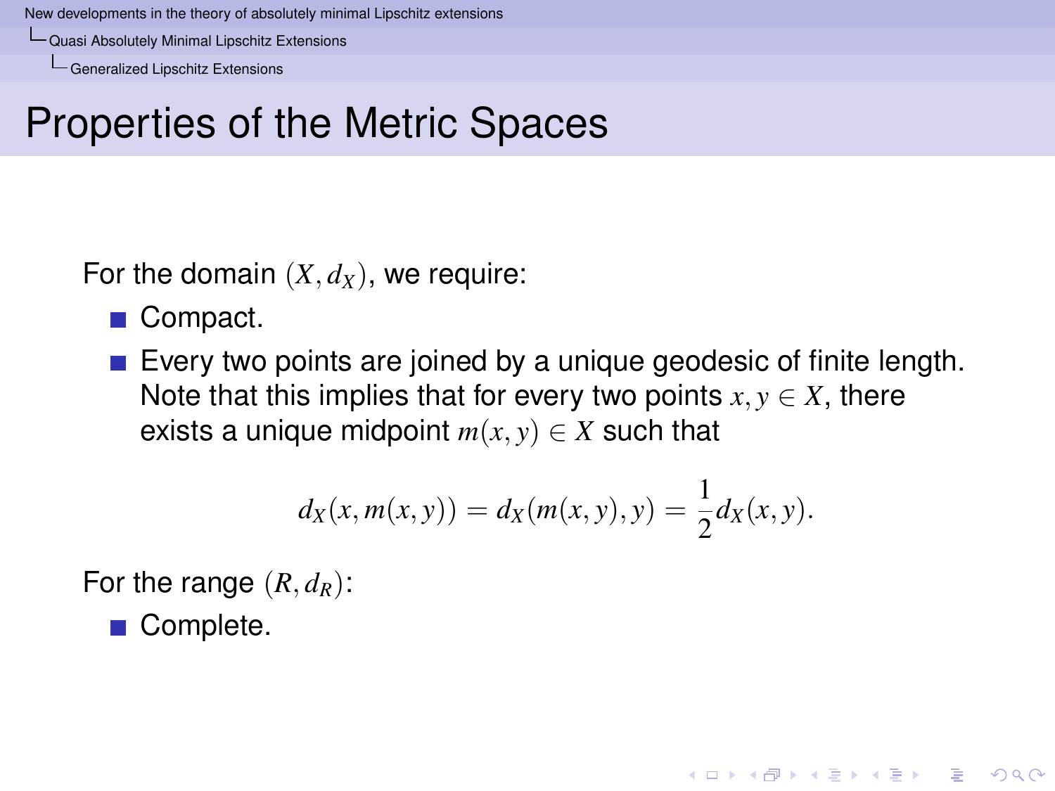# Properties of the Metric Spaces

For the domain $(X, d_X)$, we require:

- Compact.
- Every two points are joined by a unique geodesic of finite length. Note that this implies that for every two points $x, y \in X$, there exists a unique midpoint $m(x, y) \in X$ such that

$$d_X(x, m(x, y)) = d_X(m(x, y), y) = \frac{1}{2} d_X(x, y).$$

For the range $(R, d_R)$:

- Complete.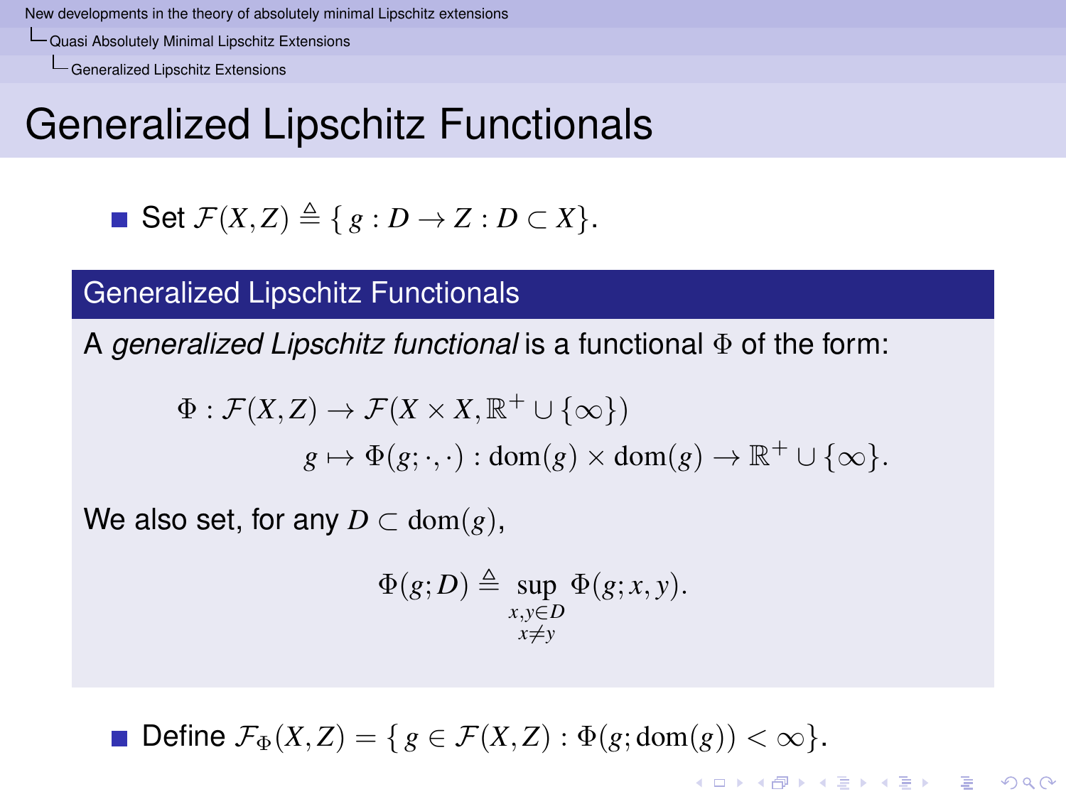# Generalized Lipschitz Functionals

- Set $\mathcal{F}(X,Z) \triangleq \{ g : D \to Z : D \subset X \}$.

## Generalized Lipschitz Functionals

A *generalized Lipschitz functional* is a functional $\Phi$ of the form:

$$\begin{aligned} \Phi : \mathcal{F}(X,Z) &\to \mathcal{F}(X \times X, \mathbb{R}^+ \cup \{\infty\}) \\ g &\mapsto \Phi(g;\cdot,\cdot) : \mathrm{dom}(g) \times \mathrm{dom}(g) \to \mathbb{R}^+ \cup \{\infty\}. \end{aligned}$$

We also set, for any $D \subset \mathrm{dom}(g)$,

$$\Phi(g;D) \triangleq \sup_{\substack{x,y \in D \\ x \neq y}} \Phi(g;x,y).$$

- Define $\mathcal{F}_\Phi(X,Z) = \{ g \in \mathcal{F}(X,Z) : \Phi(g;\mathrm{dom}(g)) < \infty \}$.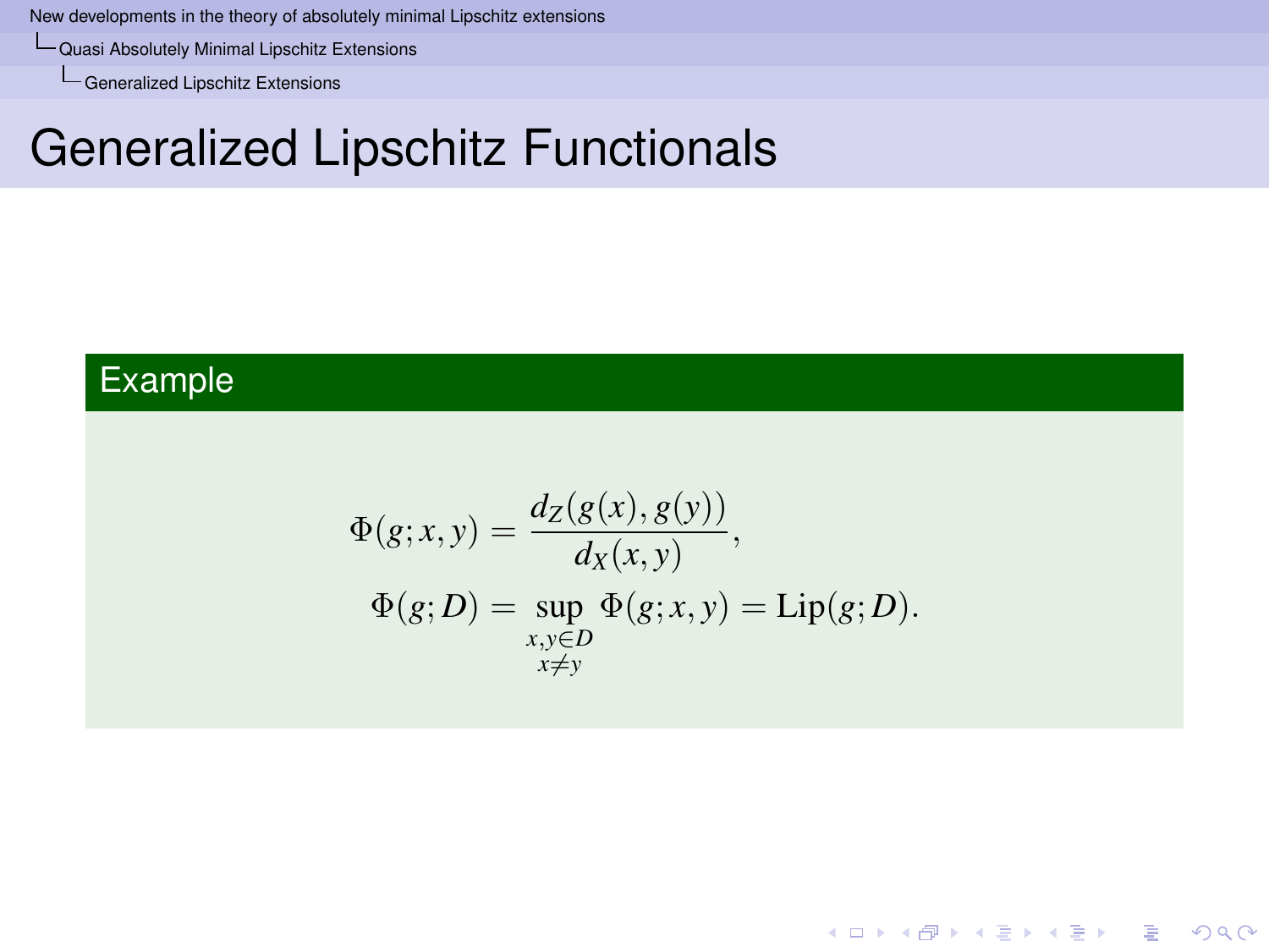# Generalized Lipschitz Functionals

**Example**

$$\Phi(g;x,y) = \frac{d_Z(g(x),g(y))}{d_X(x,y)},$$

$$\Phi(g;D) = \sup_{\substack{x,y\in D \\ x\neq y}} \Phi(g;x,y) = \mathrm{Lip}(g;D).$$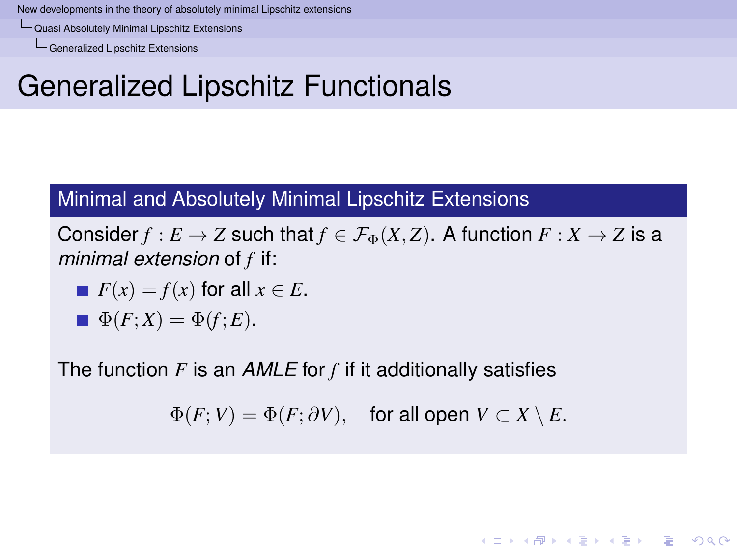# Generalized Lipschitz Functionals

### Minimal and Absolutely Minimal Lipschitz Extensions

Consider $f : E \to Z$ such that $f \in \mathcal{F}_\Phi(X,Z)$. A function $F : X \to Z$ is a *minimal extension* of $f$ if:

- $F(x) = f(x)$ for all $x \in E$.
- $\Phi(F;X) = \Phi(f;E)$.

The function $F$ is an *AMLE* for $f$ if it additionally satisfies

$$\Phi(F;V) = \Phi(F;\partial V), \quad \text{for all open } V \subset X \setminus E.$$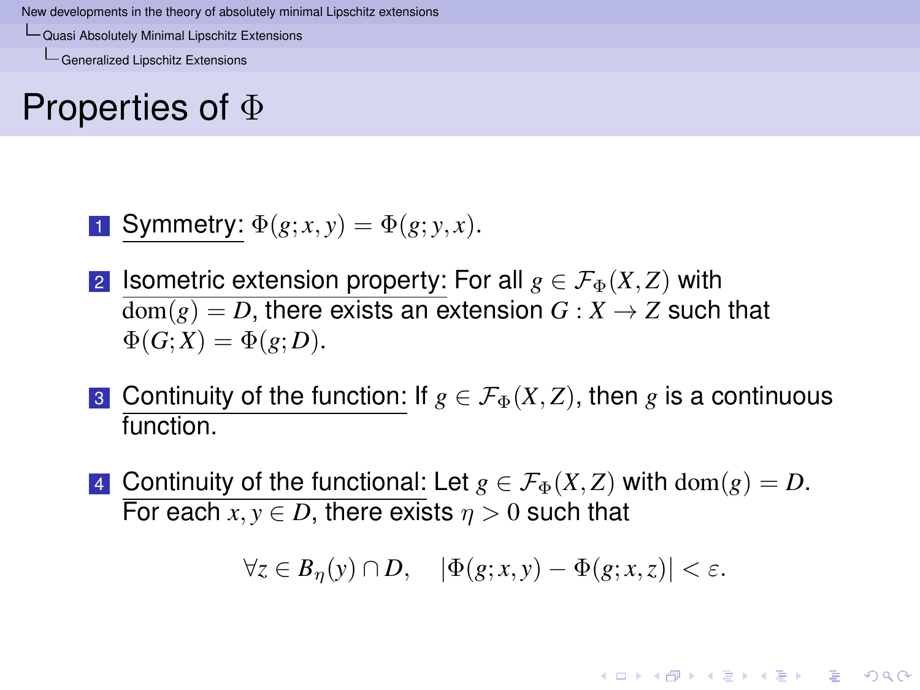# Properties of $\Phi$

1. Symmetry: $\Phi(g;x,y) = \Phi(g;y,x)$.

2. Isometric extension property: For all $g \in \mathcal{F}_\Phi(X,Z)$ with $\mathrm{dom}(g) = D$, there exists an extension $G : X \to Z$ such that $\Phi(G;X) = \Phi(g;D)$.

3. Continuity of the function: If $g \in \mathcal{F}_\Phi(X,Z)$, then $g$ is a continuous function.

4. Continuity of the functional: Let $g \in \mathcal{F}_\Phi(X,Z)$ with $\mathrm{dom}(g) = D$. For each $x, y \in D$, there exists $\eta > 0$ such that

$$\forall z \in B_\eta(y) \cap D, \quad |\Phi(g;x,y) - \Phi(g;x,z)| < \varepsilon.$$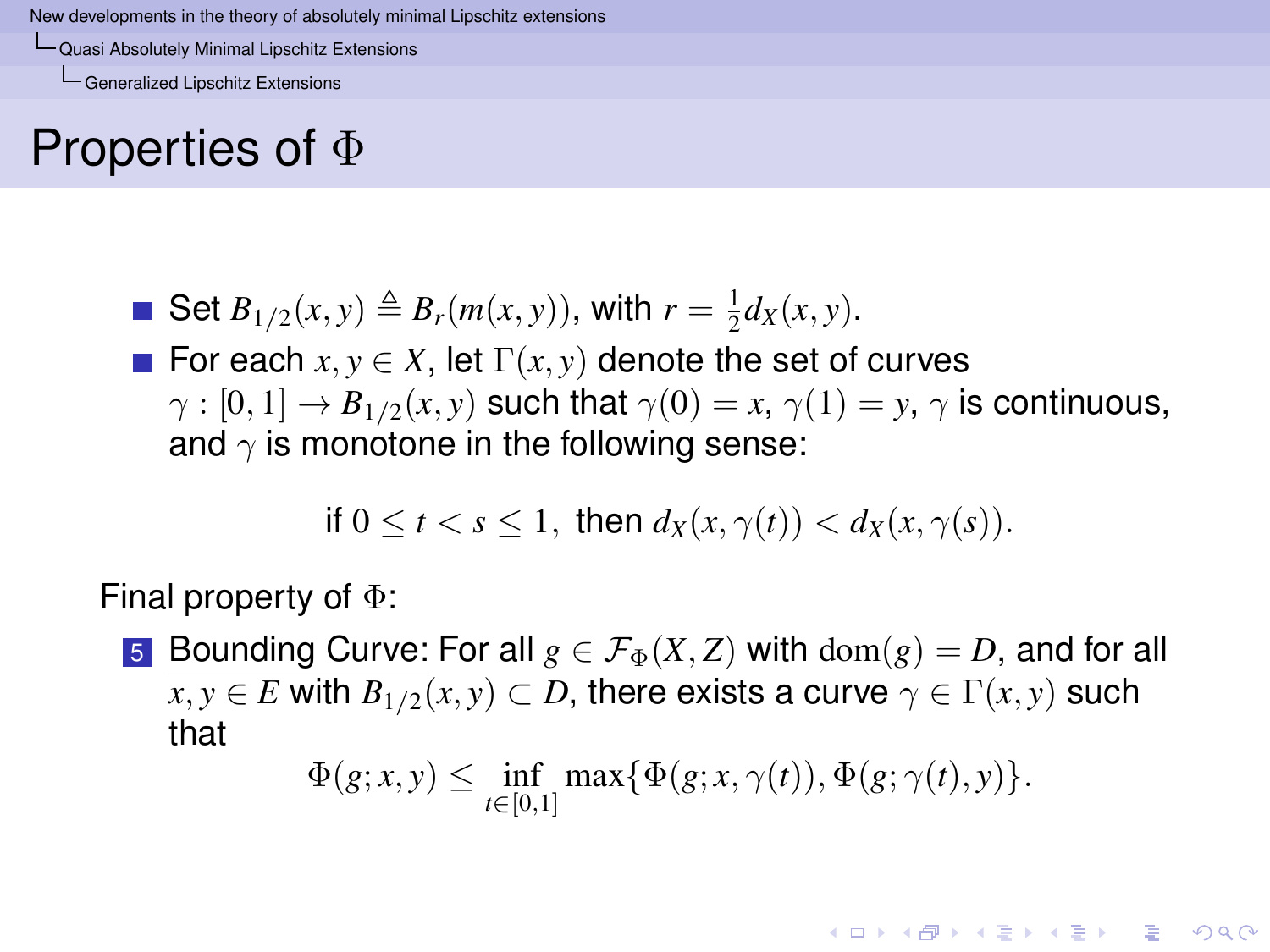# Properties of $\Phi$

- Set $B_{1/2}(x,y) \triangleq B_r(m(x,y))$, with $r = \frac{1}{2}d_X(x,y)$.
- For each $x, y \in X$, let $\Gamma(x,y)$ denote the set of curves $\gamma : [0,1] \to B_{1/2}(x,y)$ such that $\gamma(0) = x$, $\gamma(1) = y$, $\gamma$ is continuous, and $\gamma$ is monotone in the following sense:

$$\text{if } 0 \leq t < s \leq 1, \text{ then } d_X(x, \gamma(t)) < d_X(x, \gamma(s)).$$

Final property of $\Phi$:

5. Bounding Curve: For all $g \in \mathcal{F}_\Phi(X,Z)$ with $\mathrm{dom}(g) = D$, and for all $x, y \in E$ with $\overline{B_{1/2}(x,y)} \subset D$, there exists a curve $\gamma \in \Gamma(x,y)$ such that

$$\Phi(g;x,y) \leq \inf_{t \in [0,1]} \max\{\Phi(g;x,\gamma(t)), \Phi(g;\gamma(t),y)\}.$$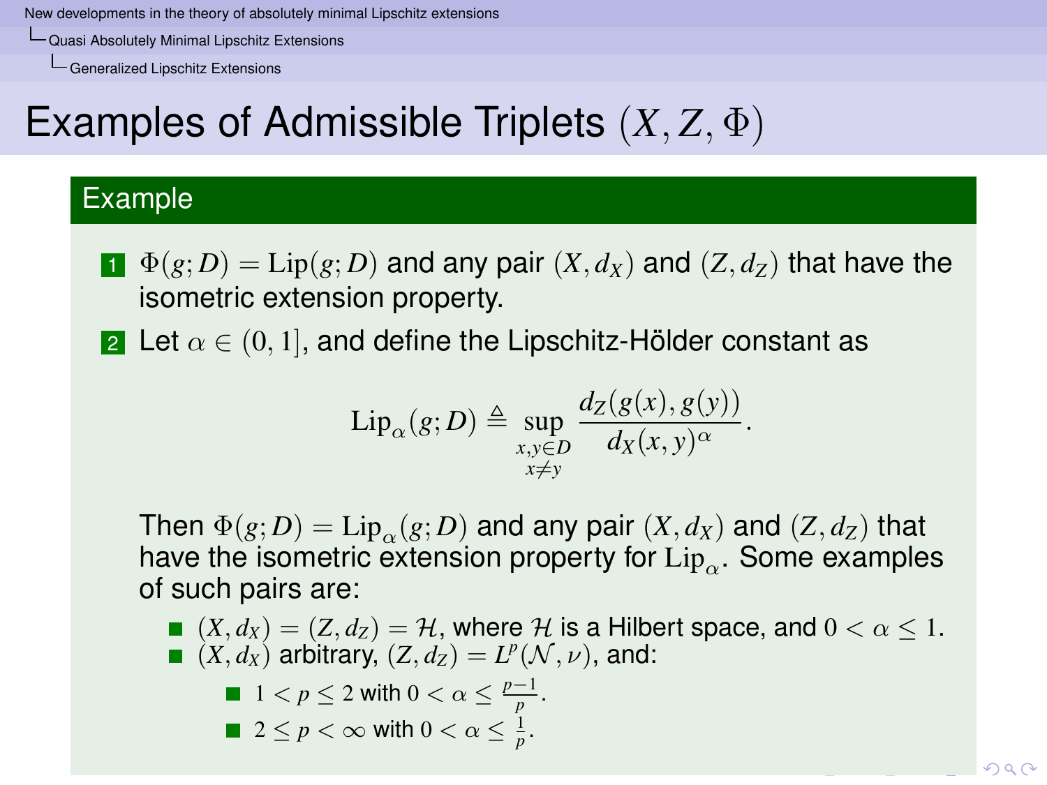# Examples of Admissible Triplets $(X, Z, \Phi)$

## Example

1. $\Phi(g; D) = \mathrm{Lip}(g; D)$ and any pair $(X, d_X)$ and $(Z, d_Z)$ that have the isometric extension property.
2. Let $\alpha \in (0, 1]$, and define the Lipschitz-Hölder constant as

$$\mathrm{Lip}_\alpha(g; D) \triangleq \sup_{\substack{x,y \in D \\ x \neq y}} \frac{d_Z(g(x), g(y))}{d_X(x, y)^\alpha}.$$

   Then $\Phi(g; D) = \mathrm{Lip}_\alpha(g; D)$ and any pair $(X, d_X)$ and $(Z, d_Z)$ that have the isometric extension property for $\mathrm{Lip}_\alpha$. Some examples of such pairs are:

   - $(X, d_X) = (Z, d_Z) = \mathcal{H}$, where $\mathcal{H}$ is a Hilbert space, and $0 < \alpha \leq 1$.
   - $(X, d_X)$ arbitrary, $(Z, d_Z) = L^p(\mathcal{N}, \nu)$, and:
     - $1 < p \leq 2$ with $0 < \alpha \leq \frac{p-1}{p}$.
     - $2 \leq p < \infty$ with $0 < \alpha \leq \frac{1}{p}$.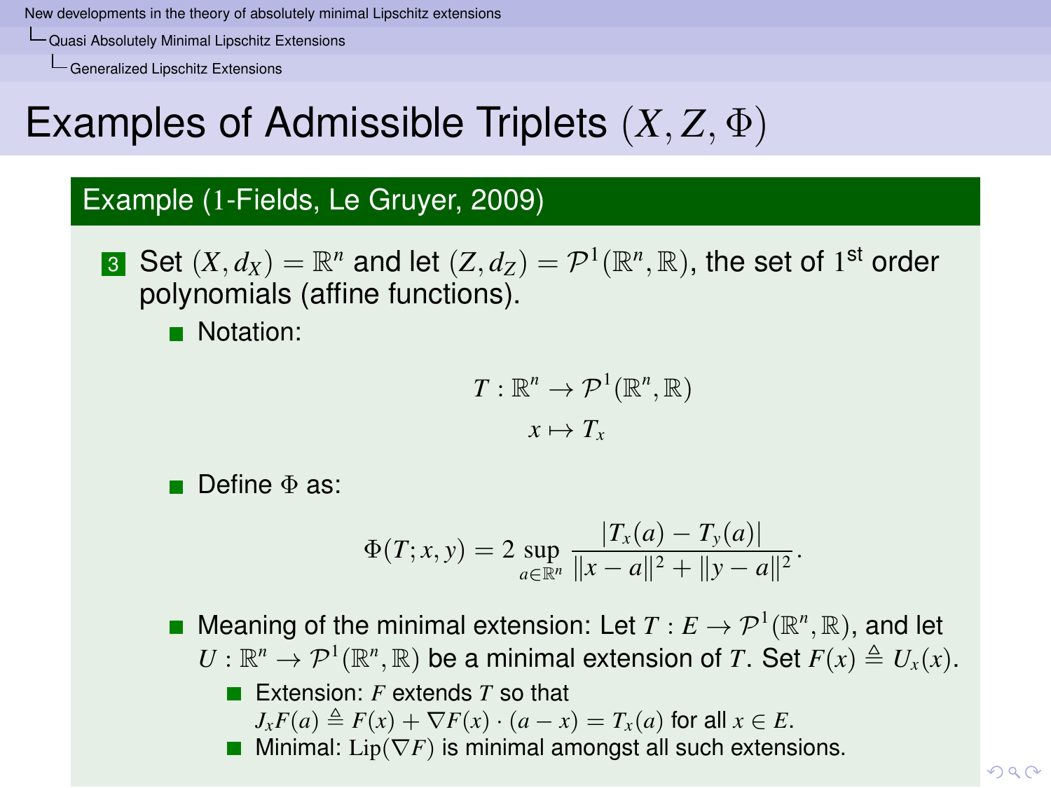# Examples of Admissible Triplets $(X, Z, \Phi)$

## Example (1-Fields, Le Gruyer, 2009)

3. Set $(X, d_X) = \mathbb{R}^n$ and let $(Z, d_Z) = \mathcal{P}^1(\mathbb{R}^n, \mathbb{R})$, the set of $1^{\text{st}}$ order polynomials (affine functions).
   - Notation:

$$T : \mathbb{R}^n \to \mathcal{P}^1(\mathbb{R}^n, \mathbb{R})$$
$$x \mapsto T_x$$

   - Define $\Phi$ as:

$$\Phi(T; x, y) = 2 \sup_{a \in \mathbb{R}^n} \frac{|T_x(a) - T_y(a)|}{\|x - a\|^2 + \|y - a\|^2}.$$

   - Meaning of the minimal extension: Let $T : E \to \mathcal{P}^1(\mathbb{R}^n, \mathbb{R})$, and let $U : \mathbb{R}^n \to \mathcal{P}^1(\mathbb{R}^n, \mathbb{R})$ be a minimal extension of $T$. Set $F(x) \triangleq U_x(x)$.
     - Extension: $F$ extends $T$ so that $J_x F(a) \triangleq F(x) + \nabla F(x) \cdot (a - x) = T_x(a)$ for all $x \in E$.
     - Minimal: $\text{Lip}(\nabla F)$ is minimal amongst all such extensions.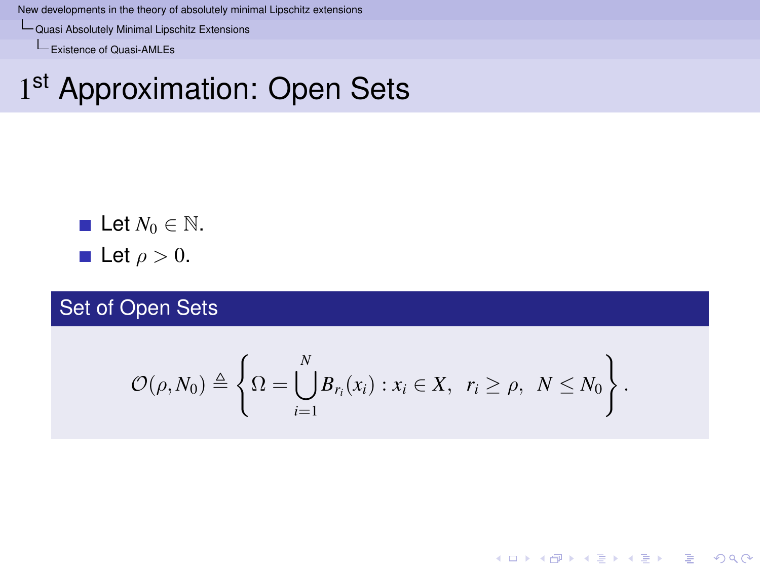# $1^{\text{st}}$ Approximation: Open Sets

- Let $N_0 \in \mathbb{N}$.
- Let $\rho > 0$.

**Set of Open Sets**

$$\mathcal{O}(\rho, N_0) \triangleq \left\{ \Omega = \bigcup_{i=1}^{N} B_{r_i}(x_i) : x_i \in X, \ \ r_i \geq \rho, \ \ N \leq N_0 \right\}.$$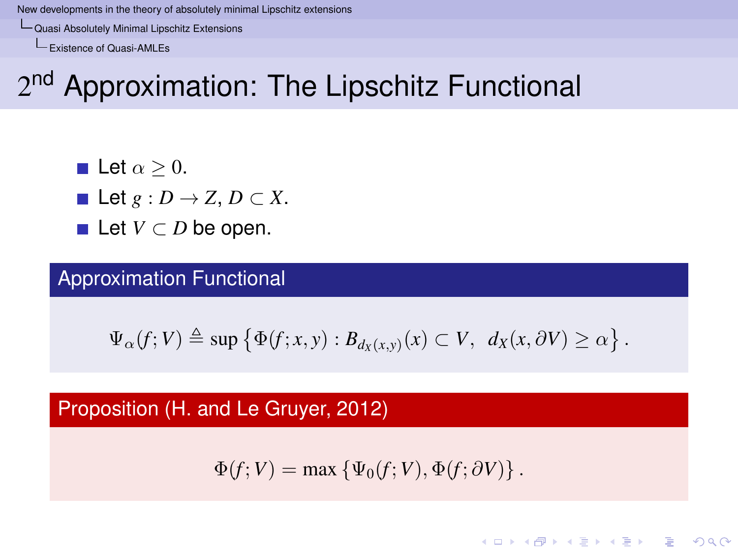# $2^{\text{nd}}$ Approximation: The Lipschitz Functional

- Let $\alpha \geq 0$.
- Let $g : D \to Z$, $D \subset X$.
- Let $V \subset D$ be open.

**Approximation Functional**

$$\Psi_\alpha(f;V) \triangleq \sup\left\{\Phi(f;x,y) : B_{d_X(x,y)}(x) \subset V,\ \ d_X(x,\partial V) \geq \alpha\right\}.$$

**Proposition (H. and Le Gruyer, 2012)**

$$\Phi(f;V) = \max\left\{\Psi_0(f;V), \Phi(f;\partial V)\right\}.$$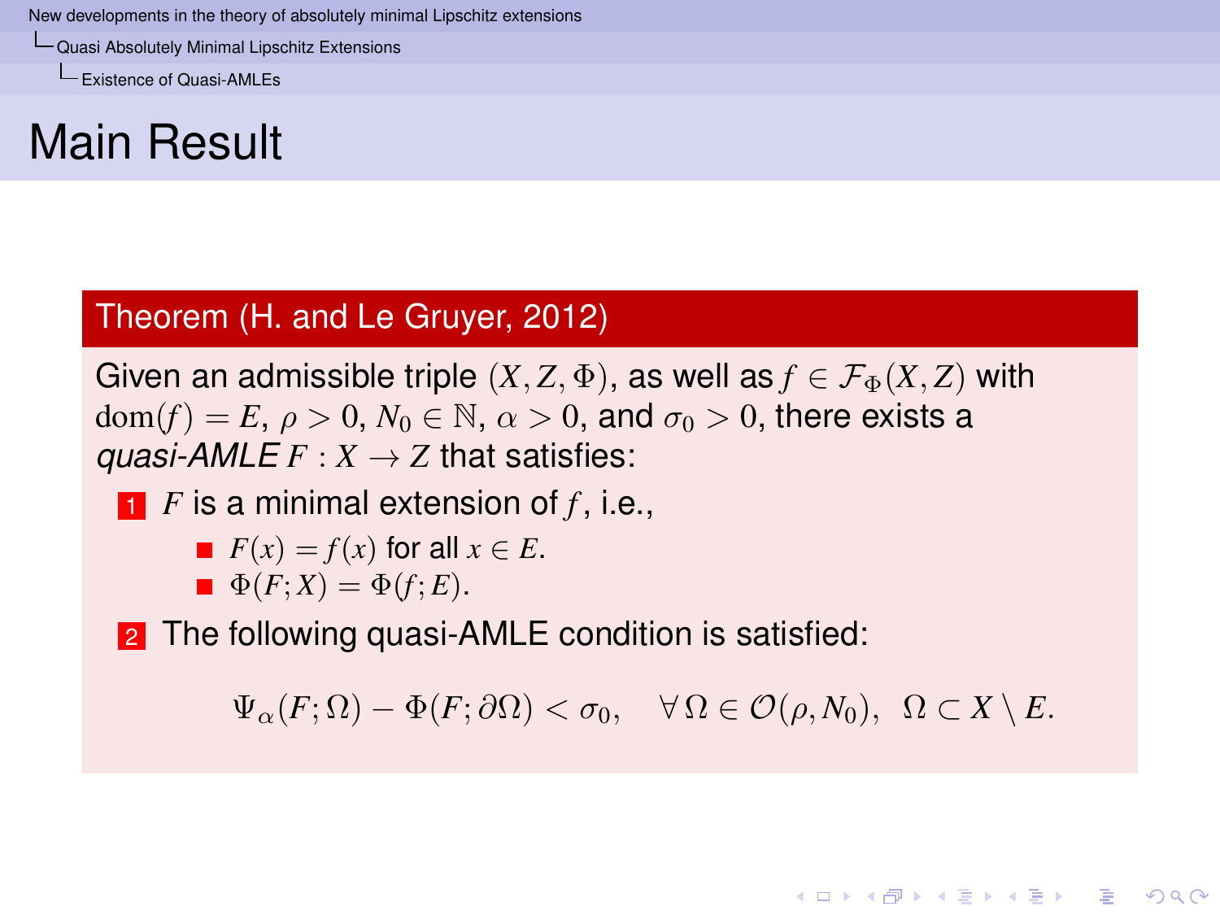# Main Result

**Theorem (H. and Le Gruyer, 2012)**

Given an admissible triple $(X, Z, \Phi)$, as well as $f \in \mathcal{F}_\Phi(X, Z)$ with $\mathrm{dom}(f) = E$, $\rho > 0$, $N_0 \in \mathbb{N}$, $\alpha > 0$, and $\sigma_0 > 0$, there exists a *quasi-AMLE* $F : X \to Z$ that satisfies:

1. $F$ is a minimal extension of $f$, i.e.,
   - $F(x) = f(x)$ for all $x \in E$.
   - $\Phi(F; X) = \Phi(f; E)$.
2. The following quasi-AMLE condition is satisfied:

$$\Psi_\alpha(F; \Omega) - \Phi(F; \partial\Omega) < \sigma_0, \quad \forall\, \Omega \in \mathcal{O}(\rho, N_0), \;\; \Omega \subset X \setminus E.$$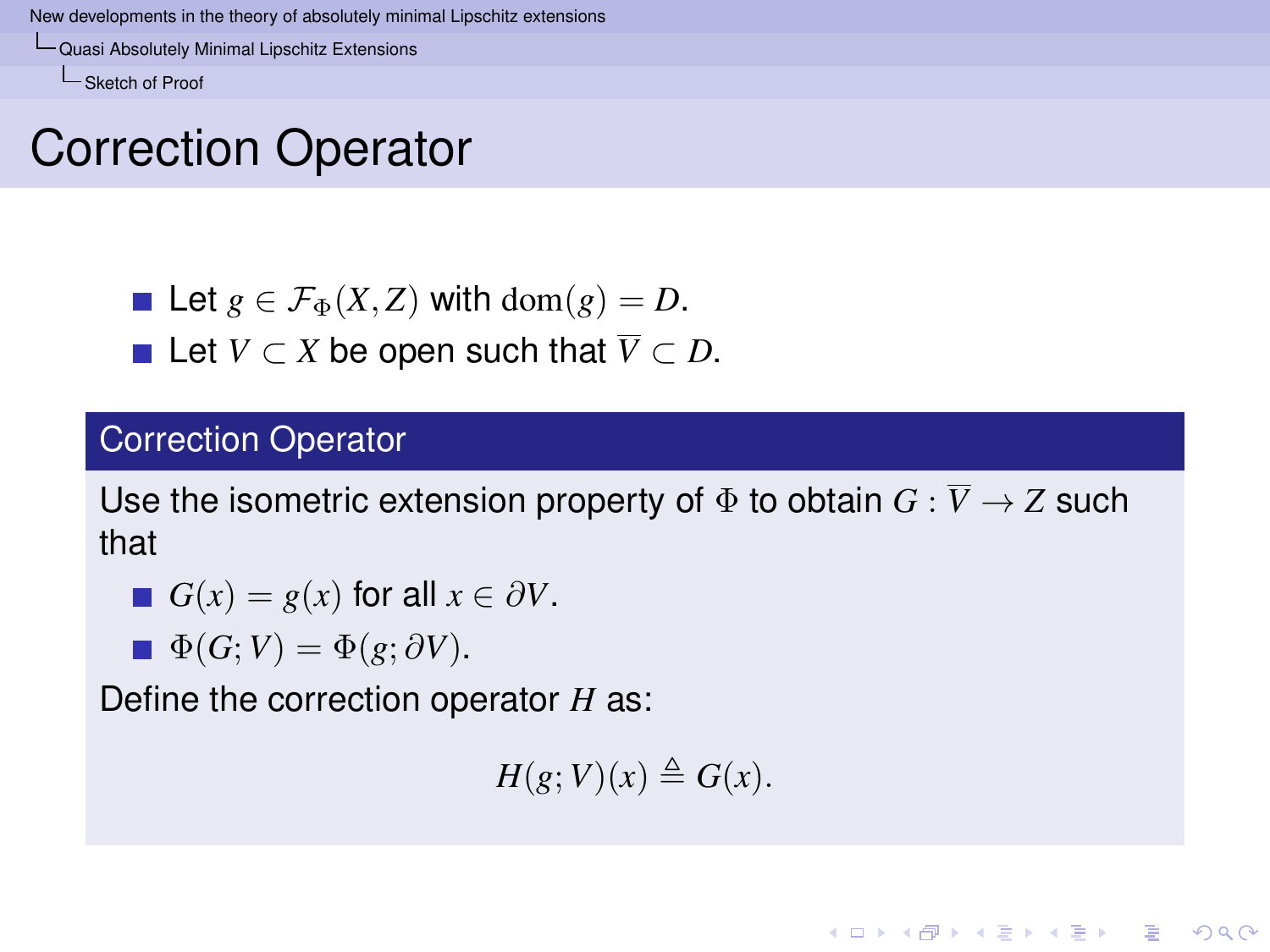# Correction Operator

- Let $g \in \mathcal{F}_\Phi(X, Z)$ with $\mathrm{dom}(g) = D$.
- Let $V \subset X$ be open such that $\overline{V} \subset D$.

## Correction Operator

Use the isometric extension property of $\Phi$ to obtain $G : \overline{V} \to Z$ such that

- $G(x) = g(x)$ for all $x \in \partial V$.
- $\Phi(G; V) = \Phi(g; \partial V)$.

Define the correction operator $H$ as:

$$H(g; V)(x) \triangleq G(x).$$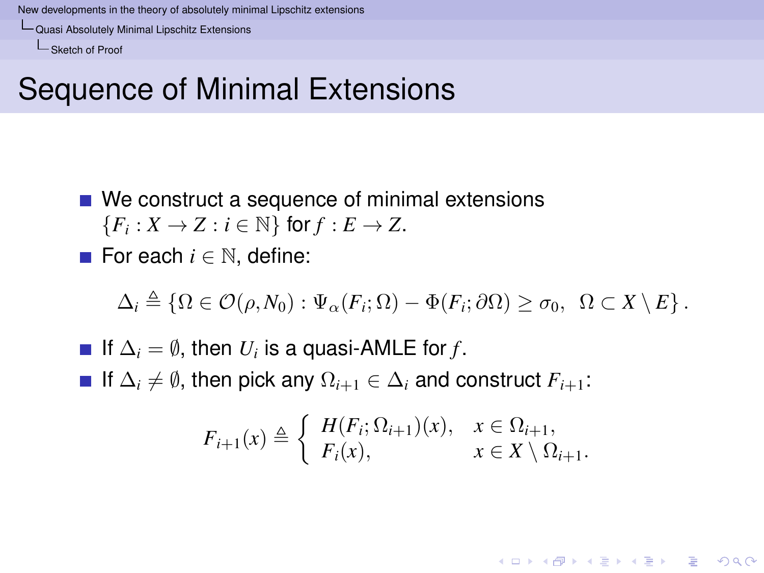# Sequence of Minimal Extensions

- We construct a sequence of minimal extensions $\{F_i : X \to Z : i \in \mathbb{N}\}$ for $f : E \to Z$.
- For each $i \in \mathbb{N}$, define:

$$\Delta_i \triangleq \{\Omega \in \mathcal{O}(\rho, N_0) : \Psi_\alpha(F_i; \Omega) - \Phi(F_i; \partial\Omega) \geq \sigma_0, \;\; \Omega \subset X \setminus E\} .$$

- If $\Delta_i = \emptyset$, then $U_i$ is a quasi-AMLE for $f$.
- If $\Delta_i \neq \emptyset$, then pick any $\Omega_{i+1} \in \Delta_i$ and construct $F_{i+1}$:

$$F_{i+1}(x) \triangleq \begin{cases} H(F_i; \Omega_{i+1})(x), & x \in \Omega_{i+1}, \\ F_i(x), & x \in X \setminus \Omega_{i+1}. \end{cases}$$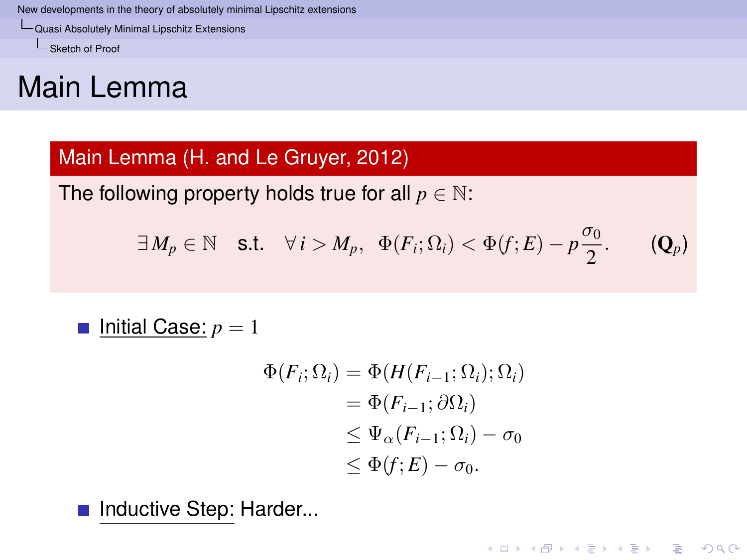# Main Lemma

**Main Lemma (H. and Le Gruyer, 2012)**

The following property holds true for all $p \in \mathbb{N}$:

$$\exists\, M_p \in \mathbb{N} \quad \text{s.t.} \quad \forall\, i > M_p, \;\; \Phi(F_i;\Omega_i) < \Phi(f;E) - p\frac{\sigma_0}{2}. \qquad (\mathbf{Q}_p)$$

- Initial Case: $p = 1$

$$\begin{aligned}
\Phi(F_i;\Omega_i) &= \Phi(H(F_{i-1};\Omega_i);\Omega_i) \\
&= \Phi(F_{i-1};\partial\Omega_i) \\
&\leq \Psi_\alpha(F_{i-1};\Omega_i) - \sigma_0 \\
&\leq \Phi(f;E) - \sigma_0.
\end{aligned}$$

- Inductive Step: Harder...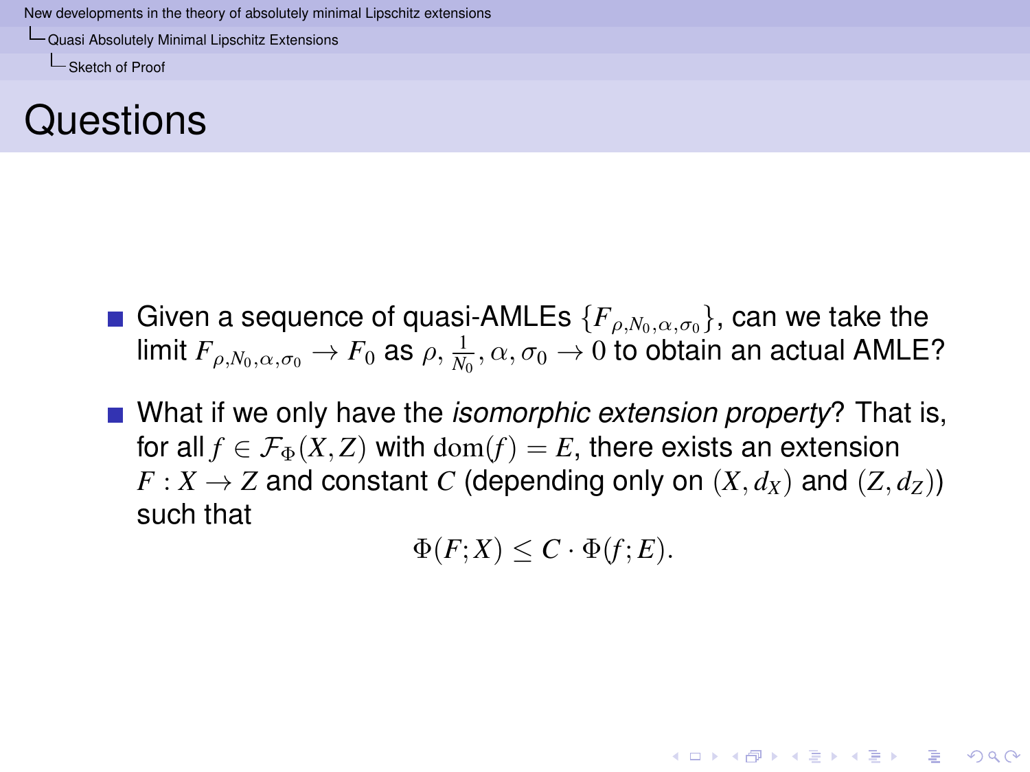# Questions

- Given a sequence of quasi-AMLEs $\{F_{\rho,N_0,\alpha,\sigma_0}\}$, can we take the limit $F_{\rho,N_0,\alpha,\sigma_0} \to F_0$ as $\rho, \frac{1}{N_0}, \alpha, \sigma_0 \to 0$ to obtain an actual AMLE?
- What if we only have the *isomorphic extension property*? That is, for all $f \in \mathcal{F}_\Phi(X,Z)$ with $\mathrm{dom}(f) = E$, there exists an extension $F : X \to Z$ and constant $C$ (depending only on $(X, d_X)$ and $(Z, d_Z)$) such that

$$\Phi(F;X) \leq C \cdot \Phi(f;E).$$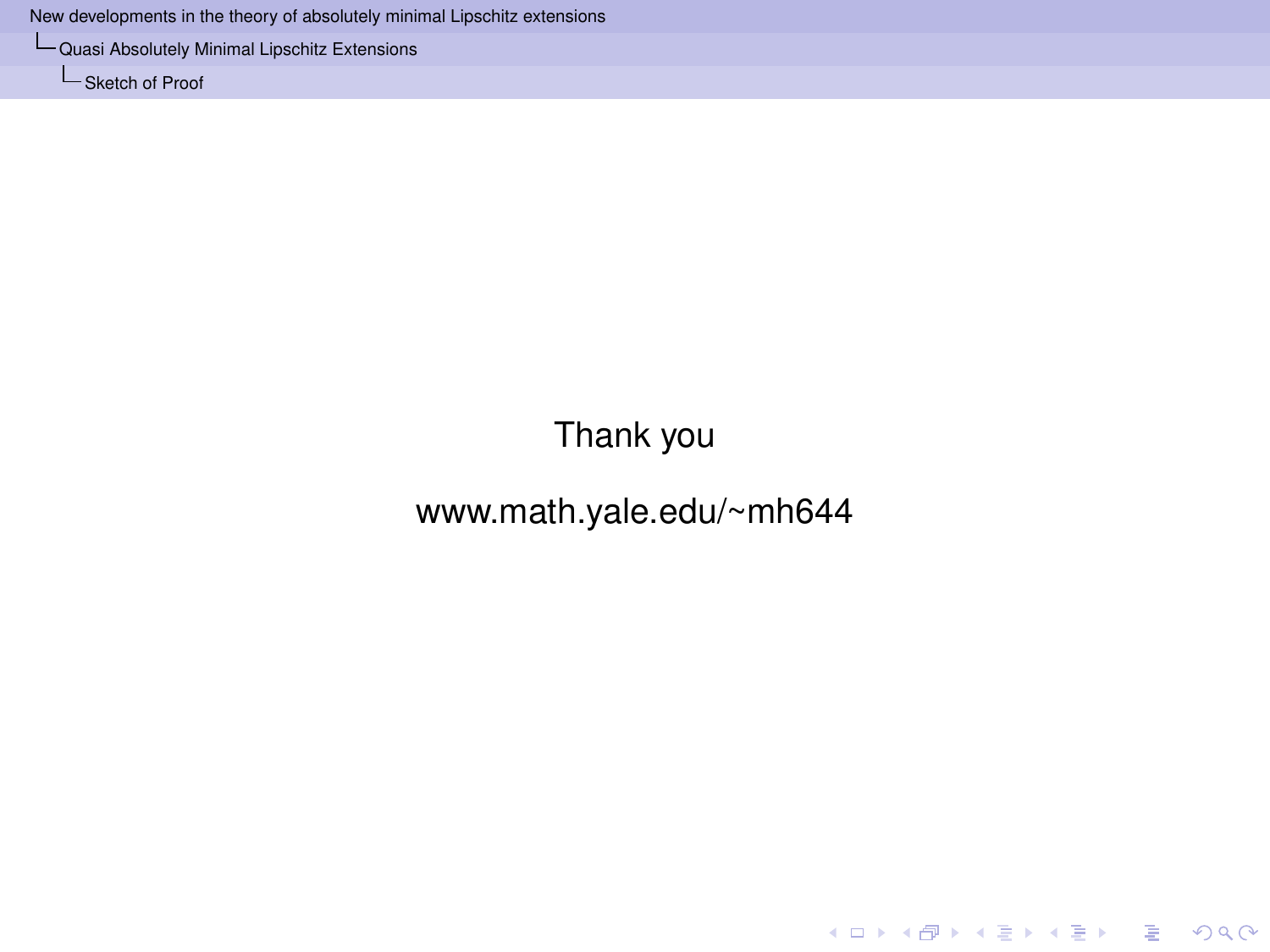Thank you

www.math.yale.edu/~mh644